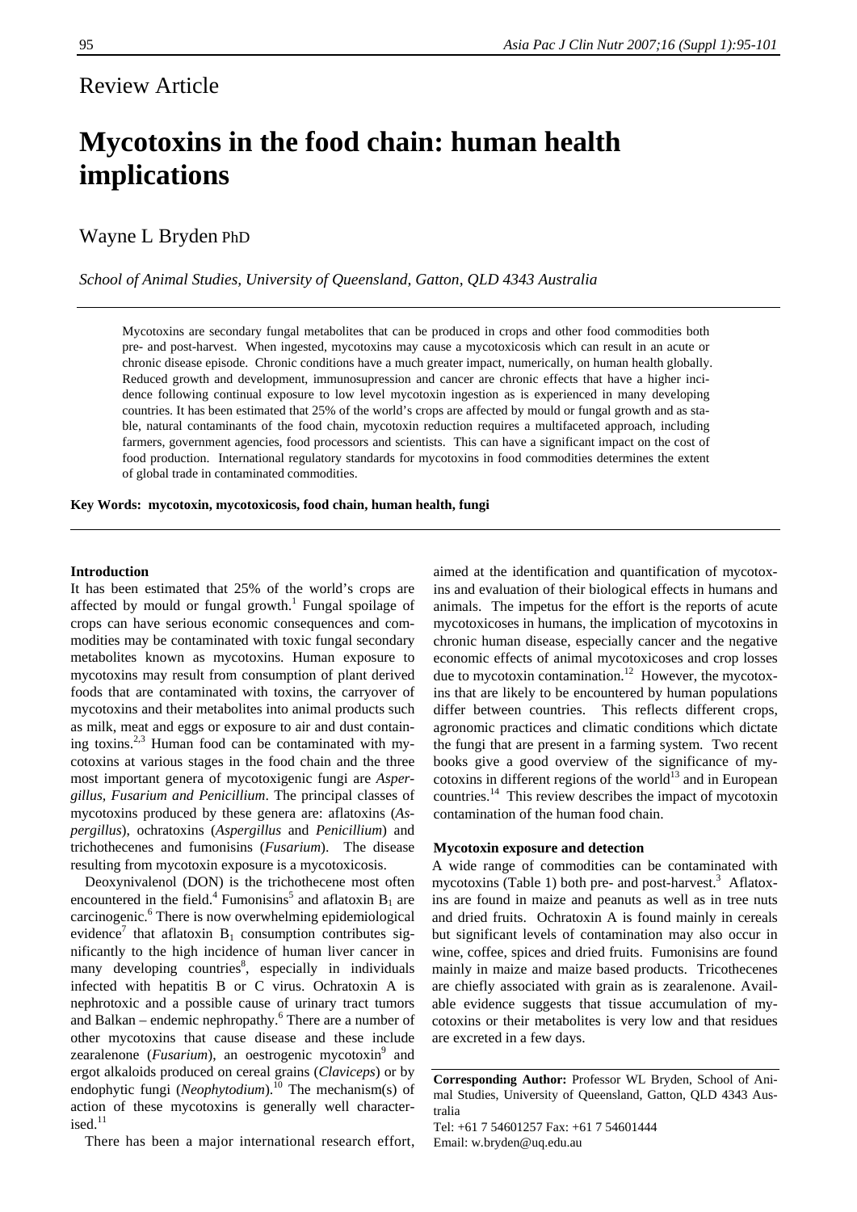Review Article

# Mycotoxins in the food chain: human health implications

Wayne L Bryden PhD

*School of Animal Studies, University of Queensland, Gatton, QLD 4343 Australia*

Mycotoxins are secondary fungal metabolites that can be produced in crops and other food commodities both pre- and post-harvest. When ingested, mycotoxins may cause a mycotoxicosis which can result in an acute or chronic disease episode. Chronic conditions have a much greater impact, numerically, on human health globally. Reduced growth and development, immunosupression and cancer are chronic effects that have a higher incidence following continual exposure to low level mycotoxin ingestion as is experienced in many developing countries. It has been estimated that 25% of the world's crops are affected by mould or fungal growth and as stable, natural contaminants of the food chain, mycotoxin reduction requires a multifaceted approach, including farmers, government agencies, food processors and scientists. This can have a significant impact on the cost of food production. International regulatory standards for mycotoxins in food commodities determines the extent of global trade in contaminated commodities.

**Key Words: mycotoxin, mycotoxicosis, food chain, human health, fungi**

## Introduction

It has been estimated that 25% of the world's crops are affected by mould or fungal growth.[1] Fungal spoilage of crops can have serious economic consequences and commodities may be contaminated with toxic fungal secondary metabolites known as mycotoxins. Human exposure to mycotoxins may result from consumption of plant derived foods that are contaminated with toxins, the carryover of mycotoxins and their metabolites into animal products such as milk, meat and eggs or exposure to air and dust containing toxins.[2,3] Human food can be contaminated with mycotoxins at various stages in the food chain and the three most important genera of mycotoxigenic fungi are *Aspergillus, Fusarium and Penicillium*. The principal classes of mycotoxins produced by these genera are: aflatoxins (*Aspergillus*), ochratoxins (*Aspergillus* and *Penicillium*) and trichothecenes and fumonisins (*Fusarium*). The disease resulting from mycotoxin exposure is a mycotoxicosis.

Deoxynivalenol (DON) is the trichothecene most often encountered in the field.[4] Fumonisins[5] and aflatoxin $B_1$ are carcinogenic.[6] There is now overwhelming epidemiological evidence[7] that aflatoxin $B_1$ consumption contributes significantly to the high incidence of human liver cancer in many developing countries[8], especially in individuals infected with hepatitis B or C virus. Ochratoxin A is nephrotoxic and a possible cause of urinary tract tumors and Balkan – endemic nephropathy.[6] There are a number of other mycotoxins that cause disease and these include zearalenone (*Fusarium*), an oestrogenic mycotoxin[9] and ergot alkaloids produced on cereal grains (*Claviceps*) or by endophytic fungi (*Neophytodium*).[10] The mechanism(s) of action of these mycotoxins is generally well characterised.[11]

There has been a major international research effort, aimed at the identification and quantification of mycotoxins and evaluation of their biological effects in humans and animals. The impetus for the effort is the reports of acute mycotoxicoses in humans, the implication of mycotoxins in chronic human disease, especially cancer and the negative economic effects of animal mycotoxicoses and crop losses due to mycotoxin contamination.[12] However, the mycotoxins that are likely to be encountered by human populations differ between countries. This reflects different crops, agronomic practices and climatic conditions which dictate the fungi that are present in a farming system. Two recent books give a good overview of the significance of mycotoxins in different regions of the world[13] and in European countries.[14] This review describes the impact of mycotoxin contamination of the human food chain.

## Mycotoxin exposure and detection

A wide range of commodities can be contaminated with mycotoxins (Table 1) both pre- and post-harvest.[3] Aflatoxins are found in maize and peanuts as well as in tree nuts and dried fruits. Ochratoxin A is found mainly in cereals but significant levels of contamination may also occur in wine, coffee, spices and dried fruits. Fumonisins are found mainly in maize and maize based products. Tricothecenes are chiefly associated with grain as is zearalenone. Available evidence suggests that tissue accumulation of mycotoxins or their metabolites is very low and that residues are excreted in a few days.

**Corresponding Author:** Professor WL Bryden, School of Animal Studies, University of Queensland, Gatton, QLD 4343 Australia
Tel: +61 7 54601257 Fax: +61 7 54601444
Email: w.bryden@uq.edu.au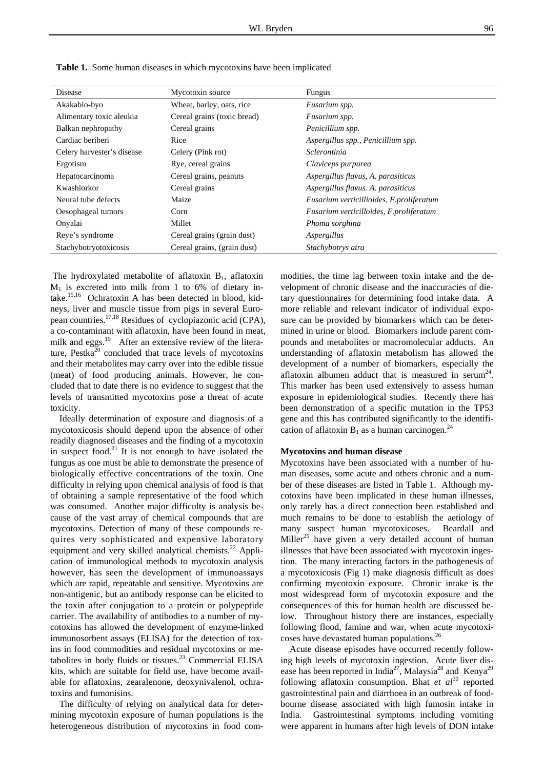**Table 1.** Some human diseases in which mycotoxins have been implicated

| Disease | Mycotoxin source | Fungus |
| --- | --- | --- |
| Akakabio-byo | Wheat, barley, oats, rice | *Fusarium spp.* |
| Alimentary toxic aleukia | Cereal grains (toxic bread) | *Fusarium spp.* |
| Balkan nephropathy | Cereal grains | *Penicillium spp.* |
| Cardiac beriberi | Rice | *Aspergillus spp., Penicillium spp.* |
| Celery harvester's disease | Celery (Pink rot) | *Sclerontinia* |
| Ergotism | Rye, cereal grains | *Claviceps purpurea* |
| Hepatocarcinoma | Cereal grains, peanuts | *Aspergillus flavus, A. parasiticus* |
| Kwashiorkor | Cereal grains | *Aspergillus flavus. A. parasiticus* |
| Neural tube defects | Maize | *Fusarium verticillioides, F.proliferatum* |
| Oesophageal tumors | Corn | *Fusarium verticilloides, F.proliferatum* |
| Onyalai | Millet | *Phoma sorghina* |
| Reye's syndrome | Cereal grains (grain dust) | *Aspergillus* |
| Stachybotryotoxicosis | Cereal grains, (grain dust) | *Stachybotrys atra* |

The hydroxylated metabolite of aflatoxin $B_1$, aflatoxin $M_1$ is excreted into milk from 1 to 6% of dietary intake.[15,16] Ochratoxin A has been detected in blood, kidneys, liver and muscle tissue from pigs in several European countries.[17,18] Residues of cyclopiazonic acid (CPA), a co-contaminant with aflatoxin, have been found in meat, milk and eggs.[19] After an extensive review of the literature, Pestka[20] concluded that trace levels of mycotoxins and their metabolites may carry over into the edible tissue (meat) of food producing animals. However, he concluded that to date there is no evidence to suggest that the levels of transmitted mycotoxins pose a threat of acute toxicity.

Ideally determination of exposure and diagnosis of a mycotoxicosis should depend upon the absence of other readily diagnosed diseases and the finding of a mycotoxin in suspect food.[21] It is not enough to have isolated the fungus as one must be able to demonstrate the presence of biologically effective concentrations of the toxin. One difficulty in relying upon chemical analysis of food is that of obtaining a sample representative of the food which was consumed. Another major difficulty is analysis because of the vast array of chemical compounds that are mycotoxins. Detection of many of these compounds requires very sophisticated and expensive laboratory equipment and very skilled analytical chemists.[22] Application of immunological methods to mycotoxin analysis however, has seen the development of immunoassays which are rapid, repeatable and sensitive. Mycotoxins are non-antigenic, but an antibody response can be elicited to the toxin after conjugation to a protein or polypeptide carrier. The availability of antibodies to a number of mycotoxins has allowed the development of enzyme-linked immunosorbent assays (ELISA) for the detection of toxins in food commodities and residual mycotoxins or metabolites in body fluids or tissues.[23] Commercial ELISA kits, which are suitable for field use, have become available for aflatoxins, zearalenone, deoxynivalenol, ochratoxins and fumonisins.

The difficulty of relying on analytical data for determining mycotoxin exposure of human populations is the heterogeneous distribution of mycotoxins in food commodities, the time lag between toxin intake and the development of chronic disease and the inaccuracies of dietary questionnaires for determining food intake data. A more reliable and relevant indicator of individual exposure can be provided by biomarkers which can be determined in urine or blood. Biomarkers include parent compounds and metabolites or macromolecular adducts. An understanding of aflatoxin metabolism has allowed the development of a number of biomarkers, especially the aflatoxin albumen adduct that is measured in serum[24]. This marker has been used extensively to assess human exposure in epidemiological studies. Recently there has been demonstration of a specific mutation in the TP53 gene and this has contributed significantly to the identification of aflatoxin $B_1$ as a human carcinogen.[24]

### Mycotoxins and human disease

Mycotoxins have been associated with a number of human diseases, some acute and others chronic and a number of these diseases are listed in Table 1. Although mycotoxins have been implicated in these human illnesses, only rarely has a direct connection been established and much remains to be done to establish the aetiology of many suspect human mycotoxicoses. Beardall and Miller[25] have given a very detailed account of human illnesses that have been associated with mycotoxin ingestion. The many interacting factors in the pathogenesis of a mycotoxicosis (Fig 1) make diagnosis difficult as does confirming mycotoxin exposure. Chronic intake is the most widespread form of mycotoxin exposure and the consequences of this for human health are discussed below. Throughout history there are instances, especially following flood, famine and war, when acute mycotoxicoses have devastated human populations.[26]

Acute disease episodes have occurred recently following high levels of mycotoxin ingestion. Acute liver disease has been reported in India[27], Malaysia[28] and Kenya[29] following aflatoxin consumption. Bhat *et al*[30] reported gastrointestinal pain and diarrhoea in an outbreak of foodbourne disease associated with high fumosin intake in India. Gastrointestinal symptoms including vomiting were apparent in humans after high levels of DON intake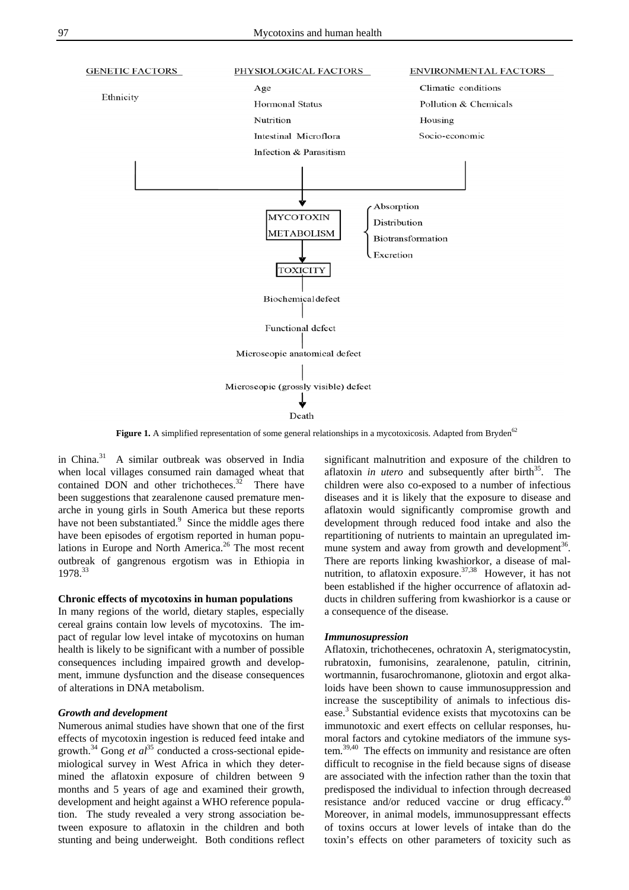GENETIC FACTORS

Ethnicity

PHYSIOLOGICAL FACTORS

Age
Hormonal Status
Nutrition
Intestinal Microflora
Infection & Parasitism

ENVIRONMENTAL FACTORS

Climatic conditions
Pollution & Chemicals
Housing
Socio-economic

MYCOTOXIN METABOLISM — Absorption, Distribution, Biotransformation, Excretion

TOXICITY

Biochemical defect

Functional defect

Microscopic anatomical defect

Microscopic (grossly visible) defect

Death

**Figure 1.** A simplified representation of some general relationships in a mycotoxicosis. Adapted from Bryden[62]

in China.[31] A similar outbreak was observed in India when local villages consumed rain damaged wheat that contained DON and other trichotheces.[32] There have been suggestions that zearalenone caused premature menarche in young girls in South America but these reports have not been substantiated.[9] Since the middle ages there have been episodes of ergotism reported in human populations in Europe and North America.[26] The most recent outbreak of gangrenous ergotism was in Ethiopia in 1978.[33]

**Chronic effects of mycotoxins in human populations**

In many regions of the world, dietary staples, especially cereal grains contain low levels of mycotoxins. The impact of regular low level intake of mycotoxins on human health is likely to be significant with a number of possible consequences including impaired growth and development, immune dysfunction and the disease consequences of alterations in DNA metabolism.

***Growth and development***

Numerous animal studies have shown that one of the first effects of mycotoxin ingestion is reduced feed intake and growth.[34] Gong *et al*[35] conducted a cross-sectional epidemiological survey in West Africa in which they determined the aflatoxin exposure of children between 9 months and 5 years of age and examined their growth, development and height against a WHO reference population. The study revealed a very strong association between exposure to aflatoxin in the children and both stunting and being underweight. Both conditions reflect significant malnutrition and exposure of the children to aflatoxin *in utero* and subsequently after birth[35]. The children were also co-exposed to a number of infectious diseases and it is likely that the exposure to disease and aflatoxin would significantly compromise growth and development through reduced food intake and also the repartitioning of nutrients to maintain an upregulated immune system and away from growth and development[36]. There are reports linking kwashiorkor, a disease of malnutrition, to aflatoxin exposure.[37,38] However, it has not been established if the higher occurrence of aflatoxin adducts in children suffering from kwashiorkor is a cause or a consequence of the disease.

***Immunosupression***

Aflatoxin, trichothecenes, ochratoxin A, sterigmatocystin, rubratoxin, fumonisins, zearalenone, patulin, citrinin, wortmannin, fusarochromanone, gliotoxin and ergot alkaloids have been shown to cause immunosuppression and increase the susceptibility of animals to infectious disease.[3] Substantial evidence exists that mycotoxins can be immunotoxic and exert effects on cellular responses, humoral factors and cytokine mediators of the immune system.[39,40] The effects on immunity and resistance are often difficult to recognise in the field because signs of disease are associated with the infection rather than the toxin that predisposed the individual to infection through decreased resistance and/or reduced vaccine or drug efficacy.[40] Moreover, in animal models, immunosuppressant effects of toxins occurs at lower levels of intake than do the toxin's effects on other parameters of toxicity such as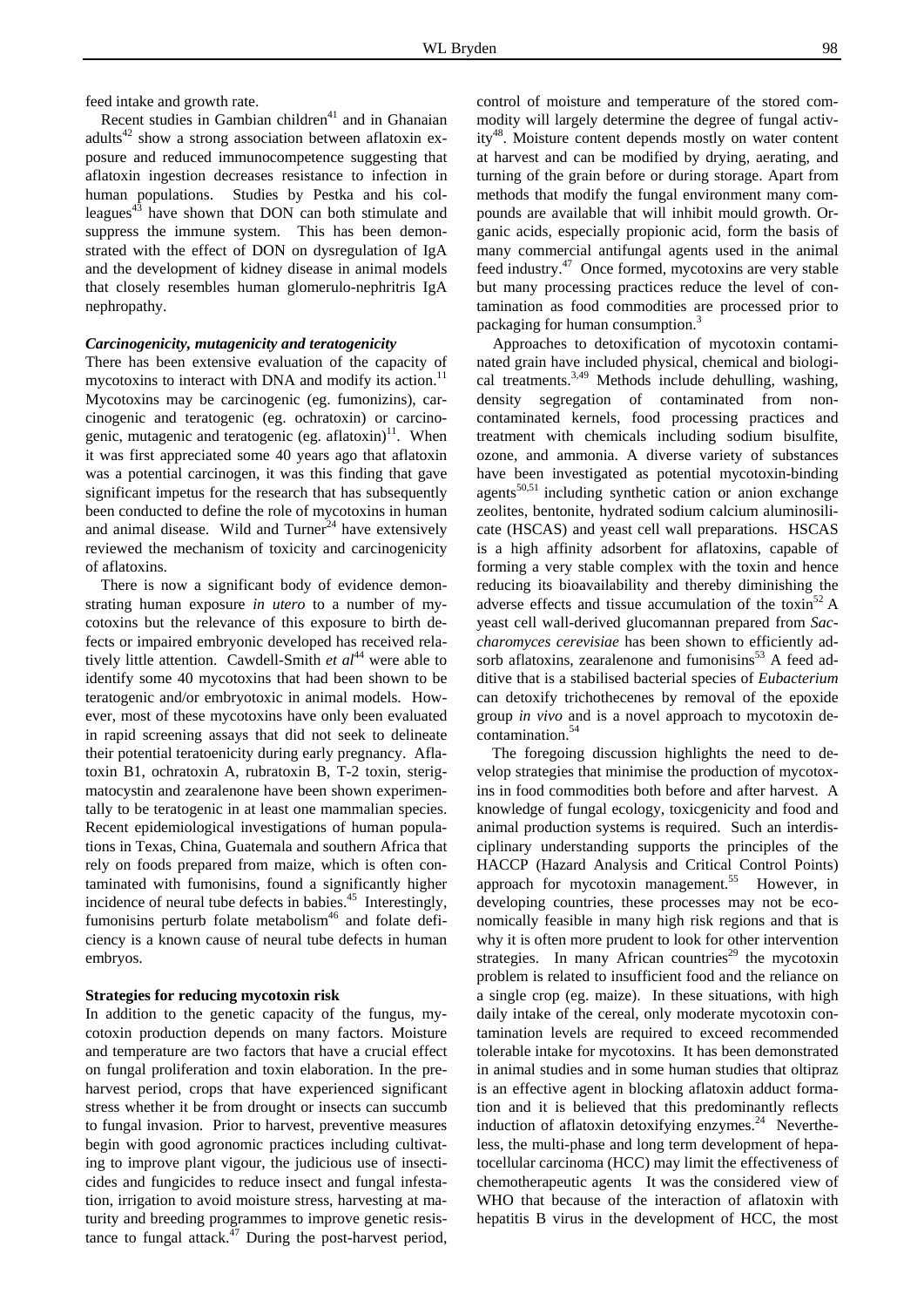feed intake and growth rate.

Recent studies in Gambian children[41] and in Ghanaian adults[42] show a strong association between aflatoxin exposure and reduced immunocompetence suggesting that aflatoxin ingestion decreases resistance to infection in human populations. Studies by Pestka and his colleagues[43] have shown that DON can both stimulate and suppress the immune system. This has been demonstrated with the effect of DON on dysregulation of IgA and the development of kidney disease in animal models that closely resembles human glomerulo-nephritris IgA nephropathy.

### *Carcinogenicity, mutagenicity and teratogenicity*

There has been extensive evaluation of the capacity of mycotoxins to interact with DNA and modify its action.[11] Mycotoxins may be carcinogenic (eg. fumonizins), carcinogenic and teratogenic (eg. ochratoxin) or carcinogenic, mutagenic and teratogenic (eg. aflatoxin)[11]. When it was first appreciated some 40 years ago that aflatoxin was a potential carcinogen, it was this finding that gave significant impetus for the research that has subsequently been conducted to define the role of mycotoxins in human and animal disease. Wild and Turner[24] have extensively reviewed the mechanism of toxicity and carcinogenicity of aflatoxins.

There is now a significant body of evidence demonstrating human exposure *in utero* to a number of mycotoxins but the relevance of this exposure to birth defects or impaired embryonic developed has received relatively little attention. Cawdell-Smith *et al*[44] were able to identify some 40 mycotoxins that had been shown to be teratogenic and/or embryotoxic in animal models. However, most of these mycotoxins have only been evaluated in rapid screening assays that did not seek to delineate their potential teratoenicity during early pregnancy. Aflatoxin B1, ochratoxin A, rubratoxin B, T-2 toxin, sterigmatocystin and zearalenone have been shown experimentally to be teratogenic in at least one mammalian species. Recent epidemiological investigations of human populations in Texas, China, Guatemala and southern Africa that rely on foods prepared from maize, which is often contaminated with fumonisins, found a significantly higher incidence of neural tube defects in babies.[45] Interestingly, fumonisins perturb folate metabolism[46] and folate deficiency is a known cause of neural tube defects in human embryos.

## **Strategies for reducing mycotoxin risk**

In addition to the genetic capacity of the fungus, mycotoxin production depends on many factors. Moisture and temperature are two factors that have a crucial effect on fungal proliferation and toxin elaboration. In the preharvest period, crops that have experienced significant stress whether it be from drought or insects can succumb to fungal invasion. Prior to harvest, preventive measures begin with good agronomic practices including cultivating to improve plant vigour, the judicious use of insecticides and fungicides to reduce insect and fungal infestation, irrigation to avoid moisture stress, harvesting at maturity and breeding programmes to improve genetic resistance to fungal attack.[47] During the post-harvest period, control of moisture and temperature of the stored commodity will largely determine the degree of fungal activity[48]. Moisture content depends mostly on water content at harvest and can be modified by drying, aerating, and turning of the grain before or during storage. Apart from methods that modify the fungal environment many compounds are available that will inhibit mould growth. Organic acids, especially propionic acid, form the basis of many commercial antifungal agents used in the animal feed industry.[47] Once formed, mycotoxins are very stable but many processing practices reduce the level of contamination as food commodities are processed prior to packaging for human consumption.[3]

Approaches to detoxification of mycotoxin contaminated grain have included physical, chemical and biological treatments.[3,49] Methods include dehulling, washing, density segregation of contaminated from non-contaminated kernels, food processing practices and treatment with chemicals including sodium bisulfite, ozone, and ammonia. A diverse variety of substances have been investigated as potential mycotoxin-binding agents[50,51] including synthetic cation or anion exchange zeolites, bentonite, hydrated sodium calcium aluminosilicate (HSCAS) and yeast cell wall preparations. HSCAS is a high affinity adsorbent for aflatoxins, capable of forming a very stable complex with the toxin and hence reducing its bioavailability and thereby diminishing the adverse effects and tissue accumulation of the toxin[52] A yeast cell wall-derived glucomannan prepared from *Saccharomyces cerevisiae* has been shown to efficiently adsorb aflatoxins, zearalenone and fumonisins[53] A feed additive that is a stabilised bacterial species of *Eubacterium* can detoxify trichothecenes by removal of the epoxide group *in vivo* and is a novel approach to mycotoxin decontamination.[54]

The foregoing discussion highlights the need to develop strategies that minimise the production of mycotoxins in food commodities both before and after harvest. A knowledge of fungal ecology, toxicgenicity and food and animal production systems is required. Such an interdisciplinary understanding supports the principles of the HACCP (Hazard Analysis and Critical Control Points) approach for mycotoxin management.[55] However, in developing countries, these processes may not be economically feasible in many high risk regions and that is why it is often more prudent to look for other intervention strategies. In many African countries[29] the mycotoxin problem is related to insufficient food and the reliance on a single crop (eg. maize). In these situations, with high daily intake of the cereal, only moderate mycotoxin contamination levels are required to exceed recommended tolerable intake for mycotoxins. It has been demonstrated in animal studies and in some human studies that oltipraz is an effective agent in blocking aflatoxin adduct formation and it is believed that this predominantly reflects induction of aflatoxin detoxifying enzymes.[24] Nevertheless, the multi-phase and long term development of hepatocellular carcinoma (HCC) may limit the effectiveness of chemotherapeutic agents It was the considered view of WHO that because of the interaction of aflatoxin with hepatitis B virus in the development of HCC, the most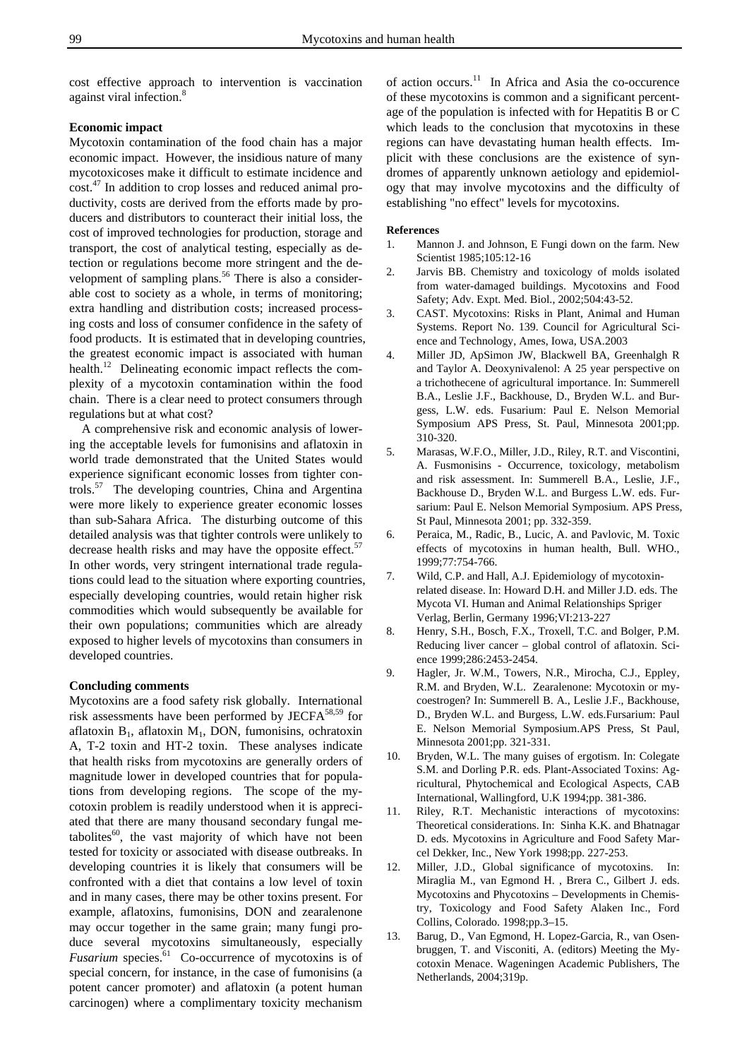cost effective approach to intervention is vaccination against viral infection.[8]

**Economic impact**

Mycotoxin contamination of the food chain has a major economic impact. However, the insidious nature of many mycotoxicoses make it difficult to estimate incidence and cost.[47] In addition to crop losses and reduced animal productivity, costs are derived from the efforts made by producers and distributors to counteract their initial loss, the cost of improved technologies for production, storage and transport, the cost of analytical testing, especially as detection or regulations become more stringent and the development of sampling plans.[56] There is also a considerable cost to society as a whole, in terms of monitoring; extra handling and distribution costs; increased processing costs and loss of consumer confidence in the safety of food products. It is estimated that in developing countries, the greatest economic impact is associated with human health.[12] Delineating economic impact reflects the complexity of a mycotoxin contamination within the food chain. There is a clear need to protect consumers through regulations but at what cost?

A comprehensive risk and economic analysis of lowering the acceptable levels for fumonisins and aflatoxin in world trade demonstrated that the United States would experience significant economic losses from tighter controls.[57] The developing countries, China and Argentina were more likely to experience greater economic losses than sub-Sahara Africa. The disturbing outcome of this detailed analysis was that tighter controls were unlikely to decrease health risks and may have the opposite effect.[57] In other words, very stringent international trade regulations could lead to the situation where exporting countries, especially developing countries, would retain higher risk commodities which would subsequently be available for their own populations; communities which are already exposed to higher levels of mycotoxins than consumers in developed countries.

**Concluding comments**

Mycotoxins are a food safety risk globally. International risk assessments have been performed by JECFA[58,59] for aflatoxin $B_1$, aflatoxin $M_1$, DON, fumonisins, ochratoxin A, T-2 toxin and HT-2 toxin. These analyses indicate that health risks from mycotoxins are generally orders of magnitude lower in developed countries that for populations from developing regions. The scope of the mycotoxin problem is readily understood when it is appreciated that there are many thousand secondary fungal metabolites[60], the vast majority of which have not been tested for toxicity or associated with disease outbreaks. In developing countries it is likely that consumers will be confronted with a diet that contains a low level of toxin and in many cases, there may be other toxins present. For example, aflatoxins, fumonisins, DON and zearalenone may occur together in the same grain; many fungi produce several mycotoxins simultaneously, especially *Fusarium* species.[61] Co-occurrence of mycotoxins is of special concern, for instance, in the case of fumonisins (a potent cancer promoter) and aflatoxin (a potent human carcinogen) where a complimentary toxicity mechanism of action occurs.[11] In Africa and Asia the co-occurence of these mycotoxins is common and a significant percentage of the population is infected with for Hepatitis B or C which leads to the conclusion that mycotoxins in these regions can have devastating human health effects. Implicit with these conclusions are the existence of syndromes of apparently unknown aetiology and epidemiology that may involve mycotoxins and the difficulty of establishing "no effect" levels for mycotoxins.

**References**

1. Mannon J. and Johnson, E Fungi down on the farm. New Scientist 1985;105:12-16
2. Jarvis BB. Chemistry and toxicology of molds isolated from water-damaged buildings. Mycotoxins and Food Safety; Adv. Expt. Med. Biol., 2002;504:43-52.
3. CAST. Mycotoxins: Risks in Plant, Animal and Human Systems. Report No. 139. Council for Agricultural Science and Technology, Ames, Iowa, USA.2003
4. Miller JD, ApSimon JW, Blackwell BA, Greenhalgh R and Taylor A. Deoxynivalenol: A 25 year perspective on a trichothecene of agricultural importance. In: Summerell B.A., Leslie J.F., Backhouse, D., Bryden W.L. and Burgess, L.W. eds. Fusarium: Paul E. Nelson Memorial Symposium APS Press, St. Paul, Minnesota 2001;pp. 310-320.
5. Marasas, W.F.O., Miller, J.D., Riley, R.T. and Viscontini, A. Fusmonisins - Occurrence, toxicology, metabolism and risk assessment. In: Summerell B.A., Leslie, J.F., Backhouse D., Bryden W.L. and Burgess L.W. eds. Fursarium: Paul E. Nelson Memorial Symposium. APS Press, St Paul, Minnesota 2001; pp. 332-359.
6. Peraica, M., Radic, B., Lucic, A. and Pavlovic, M. Toxic effects of mycotoxins in human health, Bull. WHO., 1999;77:754-766.
7. Wild, C.P. and Hall, A.J. Epidemiology of mycotoxin-related disease. In: Howard D.H. and Miller J.D. eds. The Mycota VI. Human and Animal Relationships Spriger Verlag, Berlin, Germany 1996;VI:213-227
8. Henry, S.H., Bosch, F.X., Troxell, T.C. and Bolger, P.M. Reducing liver cancer – global control of aflatoxin. Science 1999;286:2453-2454.
9. Hagler, Jr. W.M., Towers, N.R., Mirocha, C.J., Eppley, R.M. and Bryden, W.L. Zearalenone: Mycotoxin or mycoestrogen? In: Summerell B. A., Leslie J.F., Backhouse, D., Bryden W.L. and Burgess, L.W. eds.Fursarium: Paul E. Nelson Memorial Symposium.APS Press, St Paul, Minnesota 2001;pp. 321-331.
10. Bryden, W.L. The many guises of ergotism. In: Colegate S.M. and Dorling P.R. eds. Plant-Associated Toxins: Agricultural, Phytochemical and Ecological Aspects, CAB International, Wallingford, U.K 1994;pp. 381-386.
11. Riley, R.T. Mechanistic interactions of mycotoxins: Theoretical considerations. In: Sinha K.K. and Bhatnagar D. eds. Mycotoxins in Agriculture and Food Safety Marcel Dekker, Inc., New York 1998;pp. 227-253.
12. Miller, J.D., Global significance of mycotoxins. In: Miraglia M., van Egmond H. , Brera C., Gilbert J. eds. Mycotoxins and Phycotoxins – Developments in Chemistry, Toxicology and Food Safety Alaken Inc., Ford Collins, Colorado. 1998;pp.3–15.
13. Barug, D., Van Egmond, H. Lopez-Garcia, R., van Osenbruggen, T. and Visconiti, A. (editors) Meeting the Mycotoxin Menace. Wageningen Academic Publishers, The Netherlands, 2004;319p.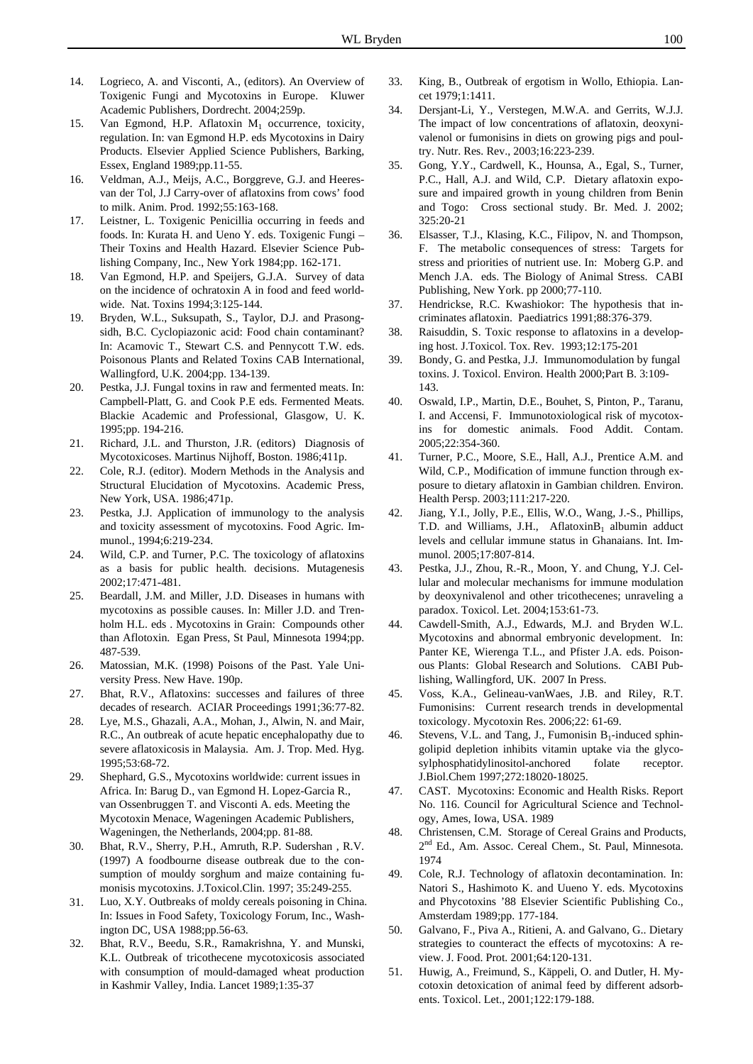14. Logrieco, A. and Visconti, A., (editors). An Overview of Toxigenic Fungi and Mycotoxins in Europe. Kluwer Academic Publishers, Dordrecht. 2004;259p.
15. Van Egmond, H.P. Aflatoxin $M_1$ occurrence, toxicity, regulation. In: van Egmond H.P. eds Mycotoxins in Dairy Products. Elsevier Applied Science Publishers, Barking, Essex, England 1989;pp.11-55.
16. Veldman, A.J., Meijs, A.C., Borggreve, G.J. and Heeres-van der Tol, J.J Carry-over of aflatoxins from cows' food to milk. Anim. Prod. 1992;55:163-168.
17. Leistner, L. Toxigenic Penicillia occurring in feeds and foods. In: Kurata H. and Ueno Y. eds. Toxigenic Fungi – Their Toxins and Health Hazard. Elsevier Science Publishing Company, Inc., New York 1984;pp. 162-171.
18. Van Egmond, H.P. and Speijers, G.J.A. Survey of data on the incidence of ochratoxin A in food and feed worldwide. Nat. Toxins 1994;3:125-144.
19. Bryden, W.L., Suksupath, S., Taylor, D.J. and Prasongsidh, B.C. Cyclopiazonic acid: Food chain contaminant? In: Acamovic T., Stewart C.S. and Pennycott T.W. eds. Poisonous Plants and Related Toxins CAB International, Wallingford, U.K. 2004;pp. 134-139.
20. Pestka, J.J. Fungal toxins in raw and fermented meats. In: Campbell-Platt, G. and Cook P.E eds. Fermented Meats. Blackie Academic and Professional, Glasgow, U. K. 1995;pp. 194-216.
21. Richard, J.L. and Thurston, J.R. (editors) Diagnosis of Mycotoxicoses. Martinus Nijhoff, Boston. 1986;411p.
22. Cole, R.J. (editor). Modern Methods in the Analysis and Structural Elucidation of Mycotoxins. Academic Press, New York, USA. 1986;471p.
23. Pestka, J.J. Application of immunology to the analysis and toxicity assessment of mycotoxins. Food Agric. Immunol., 1994;6:219-234.
24. Wild, C.P. and Turner, P.C. The toxicology of aflatoxins as a basis for public health. decisions. Mutagenesis 2002;17:471-481.
25. Beardall, J.M. and Miller, J.D. Diseases in humans with mycotoxins as possible causes. In: Miller J.D. and Trenholm H.L. eds . Mycotoxins in Grain: Compounds other than Aflotoxin. Egan Press, St Paul, Minnesota 1994;pp. 487-539.
26. Matossian, M.K. (1998) Poisons of the Past. Yale University Press. New Have. 190p.
27. Bhat, R.V., Aflatoxins: successes and failures of three decades of research. ACIAR Proceedings 1991;36:77-82.
28. Lye, M.S., Ghazali, A.A., Mohan, J., Alwin, N. and Mair, R.C., An outbreak of acute hepatic encephalopathy due to severe aflatoxicosis in Malaysia. Am. J. Trop. Med. Hyg. 1995;53:68-72.
29. Shephard, G.S., Mycotoxins worldwide: current issues in Africa. In: Barug D., van Egmond H. Lopez-Garcia R., van Ossenbruggen T. and Visconti A. eds. Meeting the Mycotoxin Menace, Wageningen Academic Publishers, Wageningen, the Netherlands, 2004;pp. 81-88.
30. Bhat, R.V., Sherry, P.H., Amruth, R.P. Sudershan , R.V. (1997) A foodbourne disease outbreak due to the consumption of mouldy sorghum and maize containing fumonisis mycotoxins. J.Toxicol.Clin. 1997; 35:249-255.
31. Luo, X.Y. Outbreaks of moldy cereals poisoning in China. In: Issues in Food Safety, Toxicology Forum, Inc., Washington DC, USA 1988;pp.56-63.
32. Bhat, R.V., Beedu, S.R., Ramakrishna, Y. and Munski, K.L. Outbreak of tricothecene mycotoxicosis associated with consumption of mould-damaged wheat production in Kashmir Valley, India. Lancet 1989;1:35-37
33. King, B., Outbreak of ergotism in Wollo, Ethiopia. Lancet 1979;1:1411.
34. Dersjant-Li, Y., Verstegen, M.W.A. and Gerrits, W.J.J. The impact of low concentrations of aflatoxin, deoxynivalenol or fumonisins in diets on growing pigs and poultry. Nutr. Res. Rev., 2003;16:223-239.
35. Gong, Y.Y., Cardwell, K., Hounsa, A., Egal, S., Turner, P.C., Hall, A.J. and Wild, C.P. Dietary aflatoxin exposure and impaired growth in young children from Benin and Togo: Cross sectional study. Br. Med. J. 2002; 325:20-21
36. Elsasser, T.J., Klasing, K.C., Filipov, N. and Thompson, F. The metabolic consequences of stress: Targets for stress and priorities of nutrient use. In: Moberg G.P. and Mench J.A. eds. The Biology of Animal Stress. CABI Publishing, New York. pp 2000;77-110.
37. Hendrickse, R.C. Kwashiokor: The hypothesis that incriminates aflatoxin. Paediatrics 1991;88:376-379.
38. Raisuddin, S. Toxic response to aflatoxins in a developing host. J.Toxicol. Tox. Rev. 1993;12:175-201
39. Bondy, G. and Pestka, J.J. Immunomodulation by fungal toxins. J. Toxicol. Environ. Health 2000;Part B. 3:109-143.
40. Oswald, I.P., Martin, D.E., Bouhet, S, Pinton, P., Taranu, I. and Accensi, F. Immunotoxiological risk of mycotoxins for domestic animals. Food Addit. Contam. 2005;22:354-360.
41. Turner, P.C., Moore, S.E., Hall, A.J., Prentice A.M. and Wild, C.P., Modification of immune function through exposure to dietary aflatoxin in Gambian children. Environ. Health Persp. 2003;111:217-220.
42. Jiang, Y.I., Jolly, P.E., Ellis, W.O., Wang, J.-S., Phillips, T.D. and Williams, J.H., Aflatoxin$B_1$ albumin adduct levels and cellular immune status in Ghanaians. Int. Immunol. 2005;17:807-814.
43. Pestka, J.J., Zhou, R.-R., Moon, Y. and Chung, Y.J. Cellular and molecular mechanisms for immune modulation by deoxynivalenol and other tricothecenes; unraveling a paradox. Toxicol. Let. 2004;153:61-73.
44. Cawdell-Smith, A.J., Edwards, M.J. and Bryden W.L. Mycotoxins and abnormal embryonic development. In: Panter KE, Wierenga T.L., and Pfister J.A. eds. Poisonous Plants: Global Research and Solutions. CABI Publishing, Wallingford, UK. 2007 In Press.
45. Voss, K.A., Gelineau-vanWaes, J.B. and Riley, R.T. Fumonisins: Current research trends in developmental toxicology. Mycotoxin Res. 2006;22: 61-69.
46. Stevens, V.L. and Tang, J., Fumonisin $B_1$-induced sphingolipid depletion inhibits vitamin uptake via the glycosylphosphatidylinositol-anchored folate receptor. J.Biol.Chem 1997;272:18020-18025.
47. CAST. Mycotoxins: Economic and Health Risks. Report No. 116. Council for Agricultural Science and Technology, Ames, Iowa, USA. 1989
48. Christensen, C.M. Storage of Cereal Grains and Products, 2nd Ed., Am. Assoc. Cereal Chem., St. Paul, Minnesota. 1974
49. Cole, R.J. Technology of aflatoxin decontamination. In: Natori S., Hashimoto K. and Uueno Y. eds. Mycotoxins and Phycotoxins '88 Elsevier Scientific Publishing Co., Amsterdam 1989;pp. 177-184.
50. Galvano, F., Piva A., Ritieni, A. and Galvano, G.. Dietary strategies to counteract the effects of mycotoxins: A review. J. Food. Prot. 2001;64:120-131.
51. Huwig, A., Freimund, S., Käppeli, O. and Dutler, H. Mycotoxin detoxication of animal feed by different adsorbents. Toxicol. Let., 2001;122:179-188.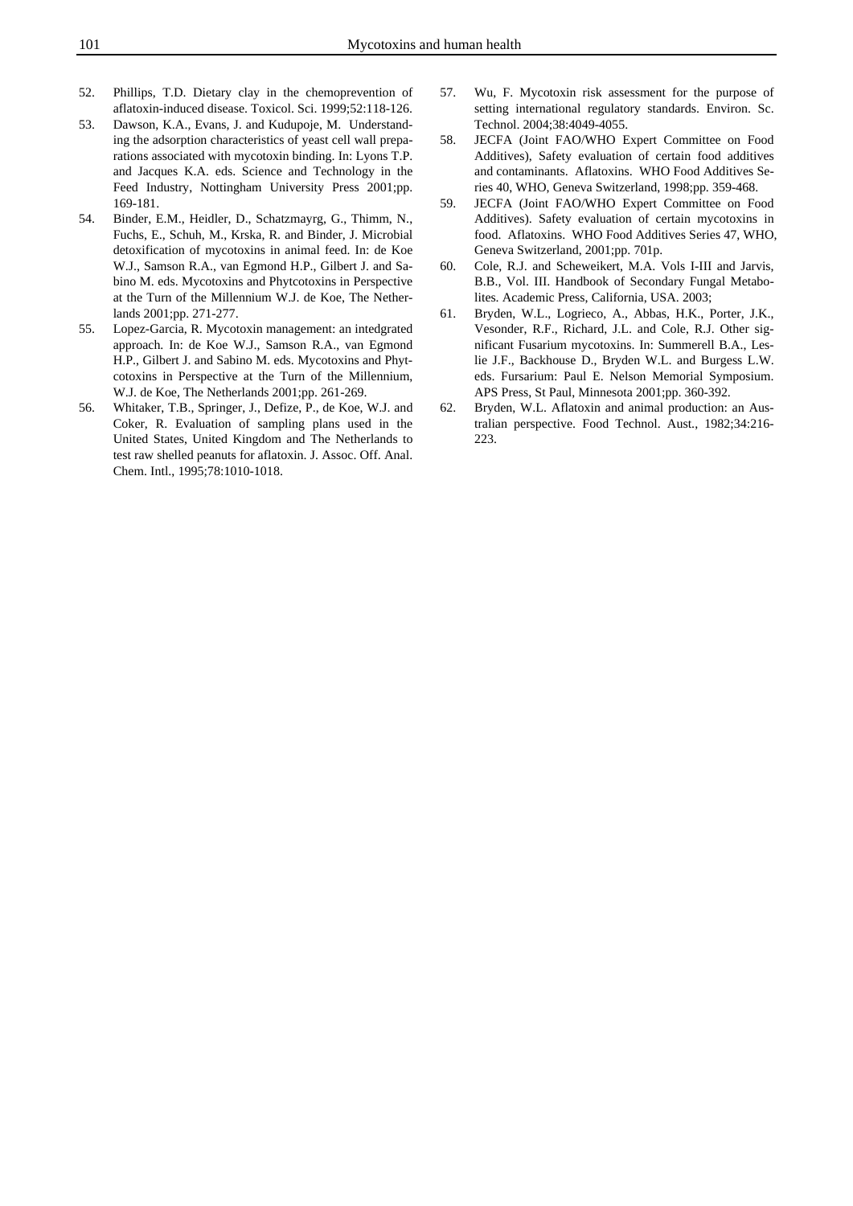52. Phillips, T.D. Dietary clay in the chemoprevention of aflatoxin-induced disease. Toxicol. Sci. 1999;52:118-126.
53. Dawson, K.A., Evans, J. and Kudupoje, M. Understanding the adsorption characteristics of yeast cell wall preparations associated with mycotoxin binding. In: Lyons T.P. and Jacques K.A. eds. Science and Technology in the Feed Industry, Nottingham University Press 2001;pp. 169-181.
54. Binder, E.M., Heidler, D., Schatzmayrg, G., Thimm, N., Fuchs, E., Schuh, M., Krska, R. and Binder, J. Microbial detoxification of mycotoxins in animal feed. In: de Koe W.J., Samson R.A., van Egmond H.P., Gilbert J. and Sabino M. eds. Mycotoxins and Phytcotoxins in Perspective at the Turn of the Millennium W.J. de Koe, The Netherlands 2001;pp. 271-277.
55. Lopez-Garcia, R. Mycotoxin management: an intedgrated approach. In: de Koe W.J., Samson R.A., van Egmond H.P., Gilbert J. and Sabino M. eds. Mycotoxins and Phytcotoxins in Perspective at the Turn of the Millennium, W.J. de Koe, The Netherlands 2001;pp. 261-269.
56. Whitaker, T.B., Springer, J., Defize, P., de Koe, W.J. and Coker, R. Evaluation of sampling plans used in the United States, United Kingdom and The Netherlands to test raw shelled peanuts for aflatoxin. J. Assoc. Off. Anal. Chem. Intl., 1995;78:1010-1018.
57. Wu, F. Mycotoxin risk assessment for the purpose of setting international regulatory standards. Environ. Sc. Technol. 2004;38:4049-4055.
58. JECFA (Joint FAO/WHO Expert Committee on Food Additives), Safety evaluation of certain food additives and contaminants. Aflatoxins. WHO Food Additives Series 40, WHO, Geneva Switzerland, 1998;pp. 359-468.
59. JECFA (Joint FAO/WHO Expert Committee on Food Additives). Safety evaluation of certain mycotoxins in food. Aflatoxins. WHO Food Additives Series 47, WHO, Geneva Switzerland, 2001;pp. 701p.
60. Cole, R.J. and Scheweikert, M.A. Vols I-III and Jarvis, B.B., Vol. III. Handbook of Secondary Fungal Metabolites. Academic Press, California, USA. 2003;
61. Bryden, W.L., Logrieco, A., Abbas, H.K., Porter, J.K., Vesonder, R.F., Richard, J.L. and Cole, R.J. Other significant Fusarium mycotoxins. In: Summerell B.A., Leslie J.F., Backhouse D., Bryden W.L. and Burgess L.W. eds. Fursarium: Paul E. Nelson Memorial Symposium. APS Press, St Paul, Minnesota 2001;pp. 360-392.
62. Bryden, W.L. Aflatoxin and animal production: an Australian perspective. Food Technol. Aust., 1982;34:216-223.